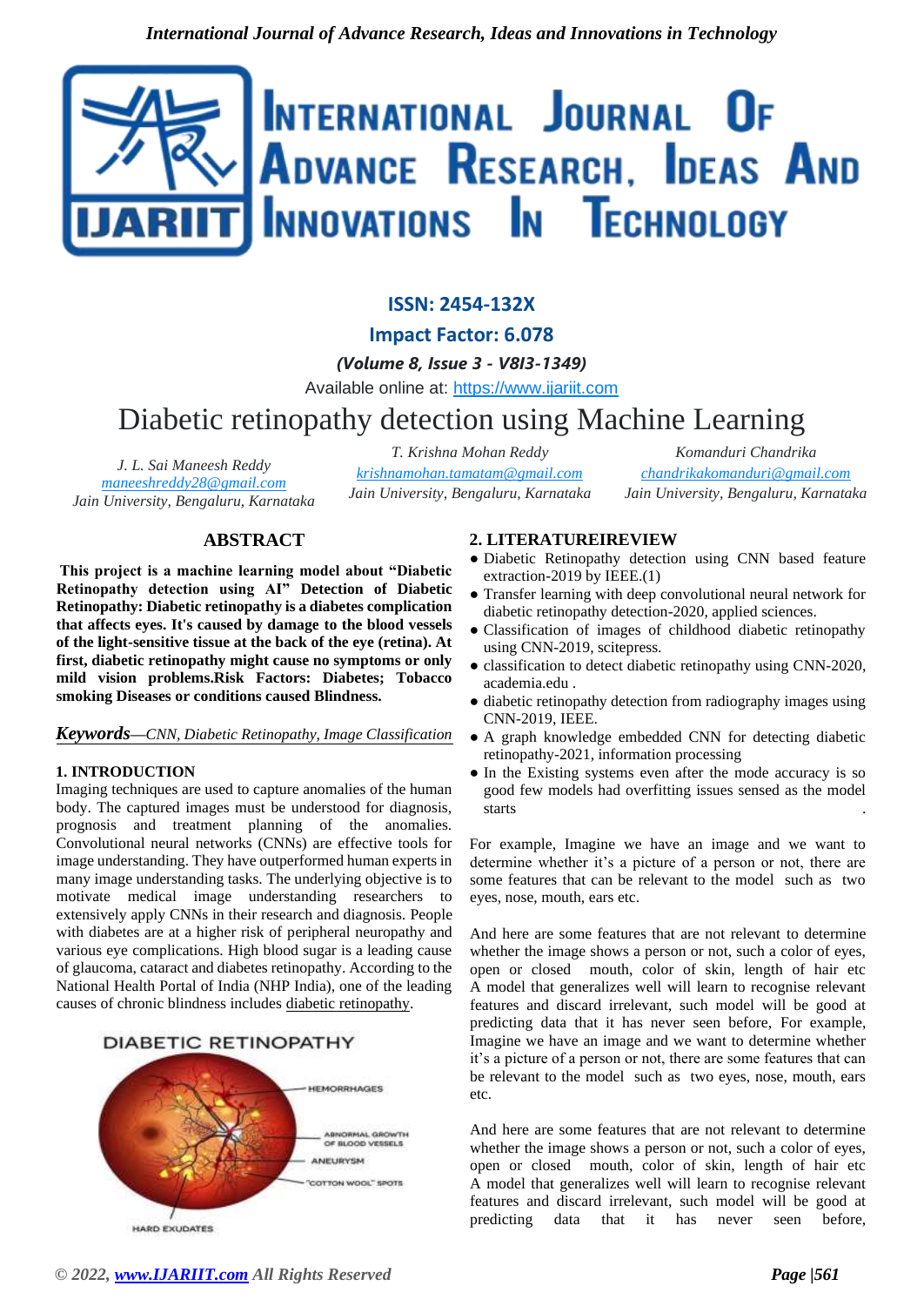ISSN: 2454-132X

Impact Factor: 6.078

*(Volume 8, Issue 3 - V8I3-1349)*

Available online at: https://www.ijariit.com

# Diabetic retinopathy detection using Machine Learning

*J. L. Sai Maneesh Reddy*
maneeshreddy28@gmail.com
*Jain University, Bengaluru, Karnataka*

*T. Krishna Mohan Reddy*
krishnamohan.tamatam@gmail.com
*Jain University, Bengaluru, Karnataka*

*Komanduri Chandrika*
chandrikakomanduri@gmail.com
*Jain University, Bengaluru, Karnataka*

## ABSTRACT

**This project is a machine learning model about "Diabetic Retinopathy detection using AI" Detection of Diabetic Retinopathy: Diabetic retinopathy is a diabetes complication that affects eyes. It's caused by damage to the blood vessels of the light-sensitive tissue at the back of the eye (retina). At first, diabetic retinopathy might cause no symptoms or only mild vision problems.Risk Factors: Diabetes; Tobacco smoking Diseases or conditions caused Blindness.**

***Keywords***—*CNN, Diabetic Retinopathy, Image Classification*

## 1. INTRODUCTION

Imaging techniques are used to capture anomalies of the human body. The captured images must be understood for diagnosis, prognosis and treatment planning of the anomalies. Convolutional neural networks (CNNs) are effective tools for image understanding. They have outperformed human experts in many image understanding tasks. The underlying objective is to motivate medical image understanding researchers to extensively apply CNNs in their research and diagnosis. People with diabetes are at a higher risk of peripheral neuropathy and various eye complications. High blood sugar is a leading cause of glaucoma, cataract and diabetes retinopathy. According to the National Health Portal of India (NHP India), one of the leading causes of chronic blindness includes diabetic retinopathy.

DIABETIC RETINOPATHY

HEMORRHAGES

ABNORMAL GROWTH OF BLOOD VESSELS

ANEURYSM

"COTTON WOOL" SPOTS

HARD EXUDATES

## 2. LITERATUREIREVIEW

- Diabetic Retinopathy detection using CNN based feature extraction-2019 by IEEE.(1)
- Transfer learning with deep convolutional neural network for diabetic retinopathy detection-2020, applied sciences.
- Classification of images of childhood diabetic retinopathy using CNN-2019, scitepress.
- classification to detect diabetic retinopathy using CNN-2020, academia.edu .
- diabetic retinopathy detection from radiography images using CNN-2019, IEEE.
- A graph knowledge embedded CNN for detecting diabetic retinopathy-2021, information processing
- In the Existing systems even after the mode accuracy is so good few models had overfitting issues sensed as the model starts .

For example, Imagine we have an image and we want to determine whether it's a picture of a person or not, there are some features that can be relevant to the model such as two eyes, nose, mouth, ears etc.

And here are some features that are not relevant to determine whether the image shows a person or not, such a color of eyes, open or closed mouth, color of skin, length of hair etc A model that generalizes well will learn to recognise relevant features and discard irrelevant, such model will be good at predicting data that it has never seen before, For example, Imagine we have an image and we want to determine whether it's a picture of a person or not, there are some features that can be relevant to the model such as two eyes, nose, mouth, ears etc.

And here are some features that are not relevant to determine whether the image shows a person or not, such a color of eyes, open or closed mouth, color of skin, length of hair etc A model that generalizes well will learn to recognise relevant features and discard irrelevant, such model will be good at predicting data that it has never seen before,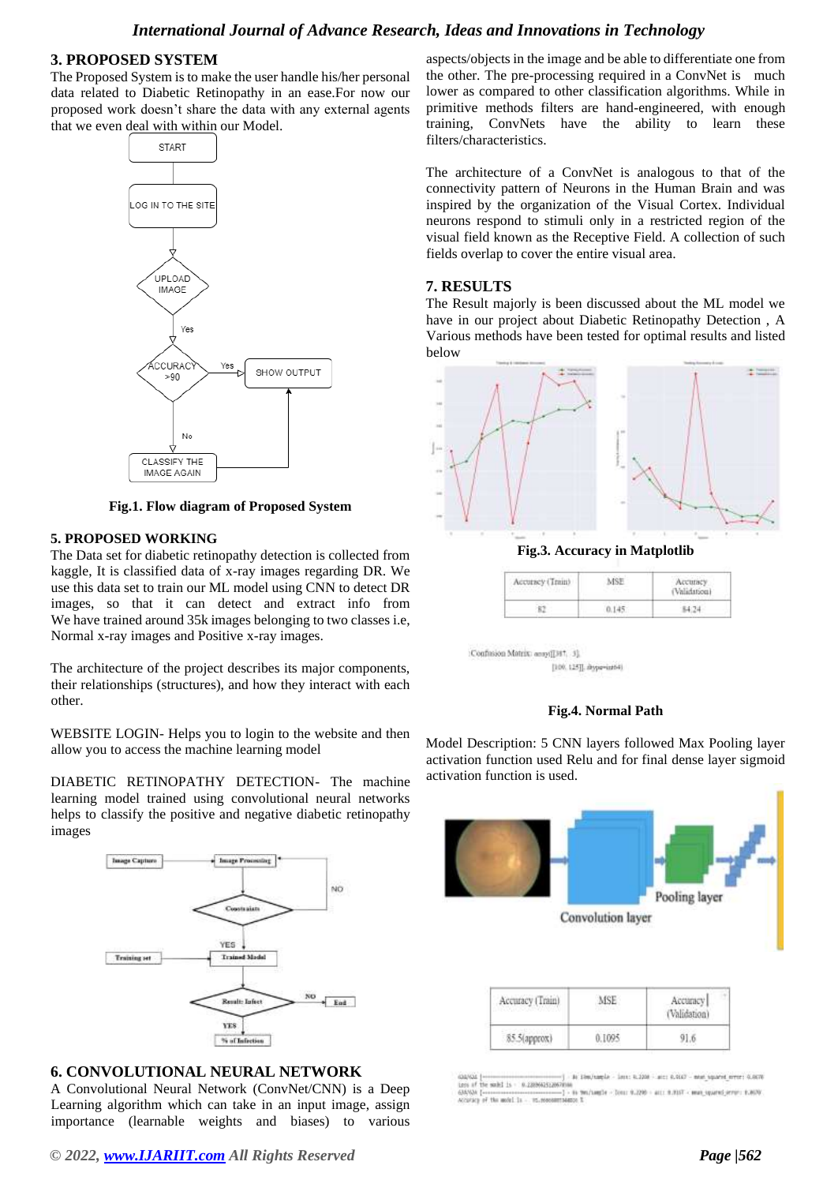## 3. PROPOSED SYSTEM

The Proposed System is to make the user handle his/her personal data related to Diabetic Retinopathy in an ease.For now our proposed work doesn't share the data with any external agents that we even deal with within our Model.

**Fig.1. Flow diagram of Proposed System**

## 5. PROPOSED WORKING

The Data set for diabetic retinopathy detection is collected from kaggle, It is classified data of x-ray images regarding DR. We use this data set to train our ML model using CNN to detect DR images, so that it can detect and extract info from We have trained around 35k images belonging to two classes i.e, Normal x-ray images and Positive x-ray images.

The architecture of the project describes its major components, their relationships (structures), and how they interact with each other.

WEBSITE LOGIN- Helps you to login to the website and then allow you to access the machine learning model

DIABETIC RETINOPATHY DETECTION- The machine learning model trained using convolutional neural networks helps to classify the positive and negative diabetic retinopathy images

## 6. CONVOLUTIONAL NEURAL NETWORK

A Convolutional Neural Network (ConvNet/CNN) is a Deep Learning algorithm which can take in an input image, assign importance (learnable weights and biases) to various aspects/objects in the image and be able to differentiate one from the other. The pre-processing required in a ConvNet is much lower as compared to other classification algorithms. While in primitive methods filters are hand-engineered, with enough training, ConvNets have the ability to learn these filters/characteristics.

The architecture of a ConvNet is analogous to that of the connectivity pattern of Neurons in the Human Brain and was inspired by the organization of the Visual Cortex. Individual neurons respond to stimuli only in a restricted region of the visual field known as the Receptive Field. A collection of such fields overlap to cover the entire visual area.

## 7. RESULTS

The Result majorly is been discussed about the ML model we have in our project about Diabetic Retinopathy Detection , A Various methods have been tested for optimal results and listed below

**Fig.3. Accuracy in Matplotlib**

| Accuracy (Train) | MSE | Accuracy (Validation) |
|---|---|---|
| 82 | 0.145 | 84.24 |

Confusion Matrix: array([[387, 3], [100, 125]], dtype=int64)

**Fig.4. Normal Path**

Model Description: 5 CNN layers followed Max Pooling layer activation function used Relu and for final dense layer sigmoid activation function is used.

| Accuracy (Train) | MSE | Accuracy (Validation) |
|---|---|---|
| 85.5(approx) | 0.1095 | 91.6 |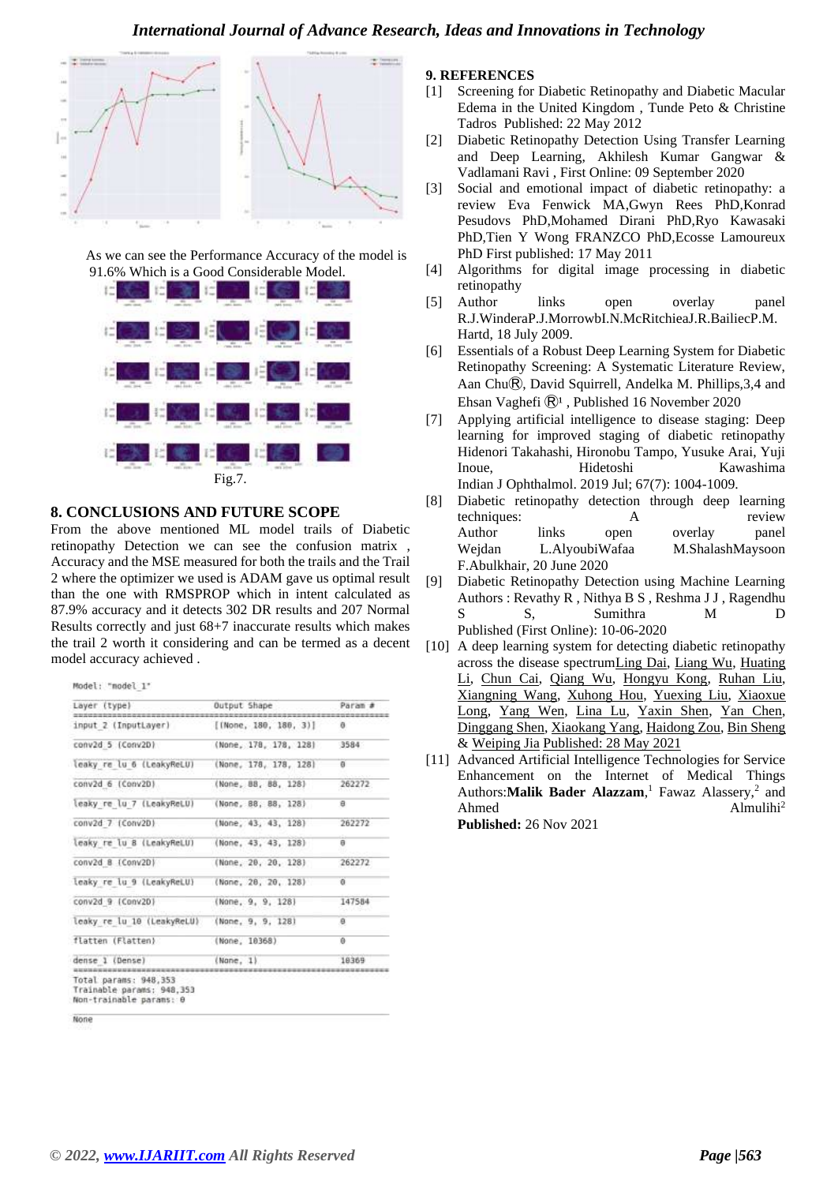As we can see the Performance Accuracy of the model is 91.6% Which is a Good Considerable Model.

Fig.7.

## 8. CONCLUSIONS AND FUTURE SCOPE

From the above mentioned ML model trails of Diabetic retinopathy Detection we can see the confusion matrix , Accuracy and the MSE measured for both the trails and the Trail 2 where the optimizer we used is ADAM gave us optimal result than the one with RMSPROP which in intent calculated as 87.9% accuracy and it detects 302 DR results and 207 Normal Results correctly and just 68+7 inaccurate results which makes the trail 2 worth it considering and can be termed as a decent model accuracy achieved .

```
Model: "model_1"
_________________________________________________________________
Layer (type)                 Output Shape              Param #
=================================================================
input_2 (InputLayer)         [(None, 180, 180, 3)]     0
_________________________________________________________________
conv2d_5 (Conv2D)            (None, 178, 178, 128)     3584
_________________________________________________________________
leaky_re_lu_6 (LeakyReLU)    (None, 178, 178, 128)     0
_________________________________________________________________
conv2d_6 (Conv2D)            (None, 88, 88, 128)       262272
_________________________________________________________________
leaky_re_lu_7 (LeakyReLU)    (None, 88, 88, 128)       0
_________________________________________________________________
conv2d_7 (Conv2D)            (None, 43, 43, 128)       262272
_________________________________________________________________
leaky_re_lu_8 (LeakyReLU)    (None, 43, 43, 128)       0
_________________________________________________________________
conv2d_8 (Conv2D)            (None, 20, 20, 128)       262272
_________________________________________________________________
leaky_re_lu_9 (LeakyReLU)    (None, 20, 20, 128)       0
_________________________________________________________________
conv2d_9 (Conv2D)            (None, 9, 9, 128)         147584
_________________________________________________________________
leaky_re_lu_10 (LeakyReLU)   (None, 9, 9, 128)         0
_________________________________________________________________
flatten (Flatten)            (None, 10368)             0
_________________________________________________________________
dense_1 (Dense)              (None, 1)                 10369
=================================================================
Total params: 948,353
Trainable params: 948,353
Non-trainable params: 0
_________________________________________________________________
None
```

## 9. REFERENCES

[1] Screening for Diabetic Retinopathy and Diabetic Macular Edema in the United Kingdom , Tunde Peto & Christine Tadros Published: 22 May 2012

[2] Diabetic Retinopathy Detection Using Transfer Learning and Deep Learning, Akhilesh Kumar Gangwar & Vadlamani Ravi , First Online: 09 September 2020

[3] Social and emotional impact of diabetic retinopathy: a review Eva Fenwick MA,Gwyn Rees PhD,Konrad Pesudovs PhD,Mohamed Dirani PhD,Ryo Kawasaki PhD,Tien Y Wong FRANZCO PhD,Ecosse Lamoureux PhD First published: 17 May 2011

[4] Algorithms for digital image processing in diabetic retinopathy

[5] Author links open overlay panel R.J.WinderaP.J.MorrowbI.N.McRitchieaJ.R.BailiecP.M. Hartd, 18 July 2009.

[6] Essentials of a Robust Deep Learning System for Diabetic Retinopathy Screening: A Systematic Literature Review, Aan Chu®, David Squirrell, Andelka M. Phillips,3,4 and Ehsan Vaghefi ®1 , Published 16 November 2020

[7] Applying artificial intelligence to disease staging: Deep learning for improved staging of diabetic retinopathy Hidenori Takahashi, Hironobu Tampo, Yusuke Arai, Yuji Inoue, Hidetoshi Kawashima Indian J Ophthalmol. 2019 Jul; 67(7): 1004-1009.

[8] Diabetic retinopathy detection through deep learning techniques: A review Author links open overlay panel Wejdan L.AlyoubiWafaa M.ShalashMaysoon F.Abulkhair, 20 June 2020

[9] Diabetic Retinopathy Detection using Machine Learning Authors : Revathy R , Nithya B S , Reshma J J , Ragendhu S S, Sumithra M D Published (First Online): 10-06-2020

[10] A deep learning system for detecting diabetic retinopathy across the disease spectrumLing Dai, Liang Wu, Huating Li, Chun Cai, Qiang Wu, Hongyu Kong, Ruhan Liu, Xiangning Wang, Xuhong Hou, Yuexing Liu, Xiaoxue Long, Yang Wen, Lina Lu, Yaxin Shen, Yan Chen, Dinggang Shen, Xiaokang Yang, Haidong Zou, Bin Sheng & Weiping Jia Published: 28 May 2021

[11] Advanced Artificial Intelligence Technologies for Service Enhancement on the Internet of Medical Things Authors:**Malik Bader Alazzam**,[1] Fawaz Alassery,[2] and Ahmed Almulihi[2] **Published:** 26 Nov 2021